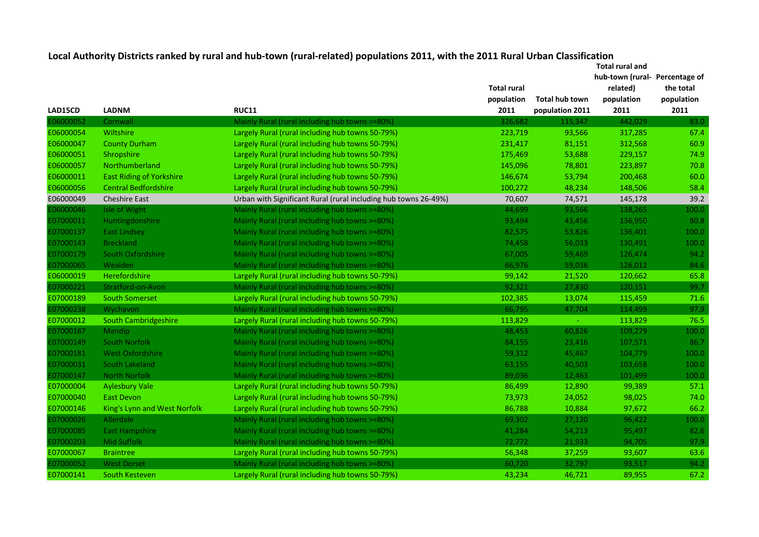## Local Authority Districts ranked by rural and hub-town (rural-related) populations 2011, with the 2011 Rural Urban Classification

| LAD15CD | LADNM | RUC11 | Total rural population 2011 | Total hub town population 2011 | Total rural and hub-town (rural-related) population 2011 | Percentage of the total population 2011 |
|---|---|---|---|---|---|---|
| E06000052 | Cornwall | Mainly Rural (rural including hub towns >=80%) | 326,682 | 115,347 | 442,029 | 83.0 |
| E06000054 | Wiltshire | Largely Rural (rural including hub towns 50-79%) | 223,719 | 93,566 | 317,285 | 67.4 |
| E06000047 | County Durham | Largely Rural (rural including hub towns 50-79%) | 231,417 | 81,151 | 312,568 | 60.9 |
| E06000051 | Shropshire | Largely Rural (rural including hub towns 50-79%) | 175,469 | 53,688 | 229,157 | 74.9 |
| E06000057 | Northumberland | Largely Rural (rural including hub towns 50-79%) | 145,096 | 78,801 | 223,897 | 70.8 |
| E06000011 | East Riding of Yorkshire | Largely Rural (rural including hub towns 50-79%) | 146,674 | 53,794 | 200,468 | 60.0 |
| E06000056 | Central Bedfordshire | Largely Rural (rural including hub towns 50-79%) | 100,272 | 48,234 | 148,506 | 58.4 |
| E06000049 | Cheshire East | Urban with Significant Rural (rural including hub towns 26-49%) | 70,607 | 74,571 | 145,178 | 39.2 |
| E06000046 | Isle of Wight | Mainly Rural (rural including hub towns >=80%) | 44,699 | 93,566 | 138,265 | 100.0 |
| E07000011 | Huntingdonshire | Mainly Rural (rural including hub towns >=80%) | 93,494 | 43,456 | 136,950 | 80.8 |
| E07000137 | East Lindsey | Mainly Rural (rural including hub towns >=80%) | 82,575 | 53,826 | 136,401 | 100.0 |
| E07000143 | Breckland | Mainly Rural (rural including hub towns >=80%) | 74,458 | 56,033 | 130,491 | 100.0 |
| E07000179 | South Oxfordshire | Mainly Rural (rural including hub towns >=80%) | 67,005 | 59,469 | 126,474 | 94.2 |
| E07000065 | Wealden | Mainly Rural (rural including hub towns >=80%) | 66,976 | 59,036 | 126,012 | 84.6 |
| E06000019 | Herefordshire | Largely Rural (rural including hub towns 50-79%) | 99,142 | 21,520 | 120,662 | 65.8 |
| E07000221 | Stratford-on-Avon | Mainly Rural (rural including hub towns >=80%) | 92,321 | 27,830 | 120,151 | 99.7 |
| E07000189 | South Somerset | Largely Rural (rural including hub towns 50-79%) | 102,385 | 13,074 | 115,459 | 71.6 |
| E07000238 | Wychavon | Mainly Rural (rural including hub towns >=80%) | 66,795 | 47,704 | 114,499 | 97.9 |
| E07000012 | South Cambridgeshire | Largely Rural (rural including hub towns 50-79%) | 113,829 | - | 113,829 | 76.5 |
| E07000187 | Mendip | Mainly Rural (rural including hub towns >=80%) | 48,453 | 60,826 | 109,279 | 100.0 |
| E07000149 | South Norfolk | Mainly Rural (rural including hub towns >=80%) | 84,155 | 23,416 | 107,571 | 86.7 |
| E07000181 | West Oxfordshire | Mainly Rural (rural including hub towns >=80%) | 59,312 | 45,467 | 104,779 | 100.0 |
| E07000031 | South Lakeland | Mainly Rural (rural including hub towns >=80%) | 63,155 | 40,503 | 103,658 | 100.0 |
| E07000147 | North Norfolk | Mainly Rural (rural including hub towns >=80%) | 89,036 | 12,463 | 101,499 | 100.0 |
| E07000004 | Aylesbury Vale | Largely Rural (rural including hub towns 50-79%) | 86,499 | 12,890 | 99,389 | 57.1 |
| E07000040 | East Devon | Largely Rural (rural including hub towns 50-79%) | 73,973 | 24,052 | 98,025 | 74.0 |
| E07000146 | King's Lynn and West Norfolk | Largely Rural (rural including hub towns 50-79%) | 86,788 | 10,884 | 97,672 | 66.2 |
| E07000026 | Allerdale | Mainly Rural (rural including hub towns >=80%) | 69,302 | 27,120 | 96,422 | 100.0 |
| E07000085 | East Hampshire | Mainly Rural (rural including hub towns >=80%) | 41,284 | 54,213 | 95,497 | 82.6 |
| E07000203 | Mid Suffolk | Mainly Rural (rural including hub towns >=80%) | 72,772 | 21,933 | 94,705 | 97.9 |
| E07000067 | Braintree | Largely Rural (rural including hub towns 50-79%) | 56,348 | 37,259 | 93,607 | 63.6 |
| E07000052 | West Dorset | Mainly Rural (rural including hub towns >=80%) | 60,720 | 32,797 | 93,517 | 94.2 |
| E07000141 | South Kesteven | Largely Rural (rural including hub towns 50-79%) | 43,234 | 46,721 | 89,955 | 67.2 |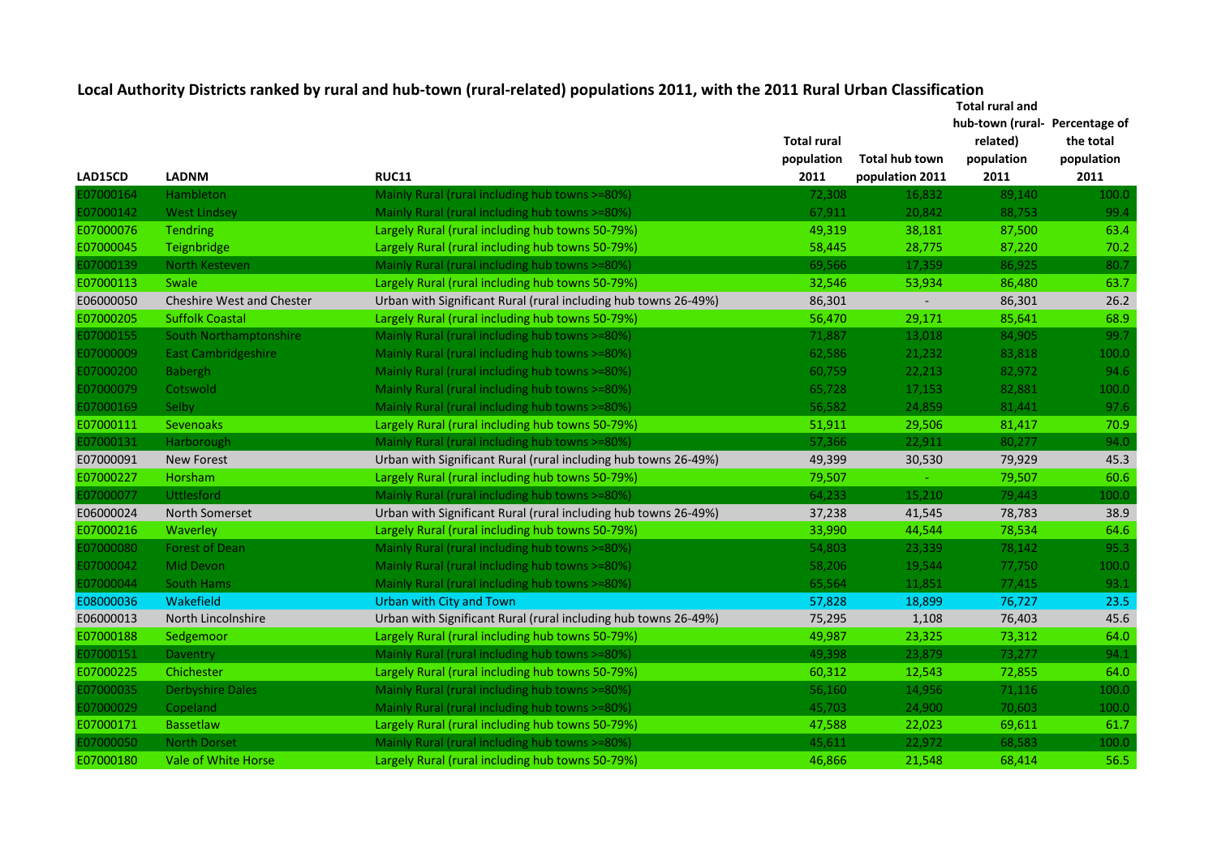## Local Authority Districts ranked by rural and hub-town (rural-related) populations 2011, with the 2011 Rural Urban Classification

| LAD15CD | LADNM | RUC11 | Total rural population 2011 | Total hub town population 2011 | Total rural and hub-town (rural-related) population 2011 | Percentage of the total population 2011 |
|---|---|---|---|---|---|---|
| E07000164 | Hambleton | Mainly Rural (rural including hub towns >=80%) | 72,308 | 16,832 | 89,140 | 100.0 |
| E07000142 | West Lindsey | Mainly Rural (rural including hub towns >=80%) | 67,911 | 20,842 | 88,753 | 99.4 |
| E07000076 | Tendring | Largely Rural (rural including hub towns 50-79%) | 49,319 | 38,181 | 87,500 | 63.4 |
| E07000045 | Teignbridge | Largely Rural (rural including hub towns 50-79%) | 58,445 | 28,775 | 87,220 | 70.2 |
| E07000139 | North Kesteven | Mainly Rural (rural including hub towns >=80%) | 69,566 | 17,359 | 86,925 | 80.7 |
| E07000113 | Swale | Largely Rural (rural including hub towns 50-79%) | 32,546 | 53,934 | 86,480 | 63.7 |
| E06000050 | Cheshire West and Chester | Urban with Significant Rural (rural including hub towns 26-49%) | 86,301 | - | 86,301 | 26.2 |
| E07000205 | Suffolk Coastal | Largely Rural (rural including hub towns 50-79%) | 56,470 | 29,171 | 85,641 | 68.9 |
| E07000155 | South Northamptonshire | Mainly Rural (rural including hub towns >=80%) | 71,887 | 13,018 | 84,905 | 99.7 |
| E07000009 | East Cambridgeshire | Mainly Rural (rural including hub towns >=80%) | 62,586 | 21,232 | 83,818 | 100.0 |
| E07000200 | Babergh | Mainly Rural (rural including hub towns >=80%) | 60,759 | 22,213 | 82,972 | 94.6 |
| E07000079 | Cotswold | Mainly Rural (rural including hub towns >=80%) | 65,728 | 17,153 | 82,881 | 100.0 |
| E07000169 | Selby | Mainly Rural (rural including hub towns >=80%) | 56,582 | 24,859 | 81,441 | 97.6 |
| E07000111 | Sevenoaks | Largely Rural (rural including hub towns 50-79%) | 51,911 | 29,506 | 81,417 | 70.9 |
| E07000131 | Harborough | Mainly Rural (rural including hub towns >=80%) | 57,366 | 22,911 | 80,277 | 94.0 |
| E07000091 | New Forest | Urban with Significant Rural (rural including hub towns 26-49%) | 49,399 | 30,530 | 79,929 | 45.3 |
| E07000227 | Horsham | Largely Rural (rural including hub towns 50-79%) | 79,507 | - | 79,507 | 60.6 |
| E07000077 | Uttlesford | Mainly Rural (rural including hub towns >=80%) | 64,233 | 15,210 | 79,443 | 100.0 |
| E06000024 | North Somerset | Urban with Significant Rural (rural including hub towns 26-49%) | 37,238 | 41,545 | 78,783 | 38.9 |
| E07000216 | Waverley | Largely Rural (rural including hub towns 50-79%) | 33,990 | 44,544 | 78,534 | 64.6 |
| E07000080 | Forest of Dean | Mainly Rural (rural including hub towns >=80%) | 54,803 | 23,339 | 78,142 | 95.3 |
| E07000042 | Mid Devon | Mainly Rural (rural including hub towns >=80%) | 58,206 | 19,544 | 77,750 | 100.0 |
| E07000044 | South Hams | Mainly Rural (rural including hub towns >=80%) | 65,564 | 11,851 | 77,415 | 93.1 |
| E08000036 | Wakefield | Urban with City and Town | 57,828 | 18,899 | 76,727 | 23.5 |
| E06000013 | North Lincolnshire | Urban with Significant Rural (rural including hub towns 26-49%) | 75,295 | 1,108 | 76,403 | 45.6 |
| E07000188 | Sedgemoor | Largely Rural (rural including hub towns 50-79%) | 49,987 | 23,325 | 73,312 | 64.0 |
| E07000151 | Daventry | Mainly Rural (rural including hub towns >=80%) | 49,398 | 23,879 | 73,277 | 94.1 |
| E07000225 | Chichester | Largely Rural (rural including hub towns 50-79%) | 60,312 | 12,543 | 72,855 | 64.0 |
| E07000035 | Derbyshire Dales | Mainly Rural (rural including hub towns >=80%) | 56,160 | 14,956 | 71,116 | 100.0 |
| E07000029 | Copeland | Mainly Rural (rural including hub towns >=80%) | 45,703 | 24,900 | 70,603 | 100.0 |
| E07000171 | Bassetlaw | Largely Rural (rural including hub towns 50-79%) | 47,588 | 22,023 | 69,611 | 61.7 |
| E07000050 | North Dorset | Mainly Rural (rural including hub towns >=80%) | 45,611 | 22,972 | 68,583 | 100.0 |
| E07000180 | Vale of White Horse | Largely Rural (rural including hub towns 50-79%) | 46,866 | 21,548 | 68,414 | 56.5 |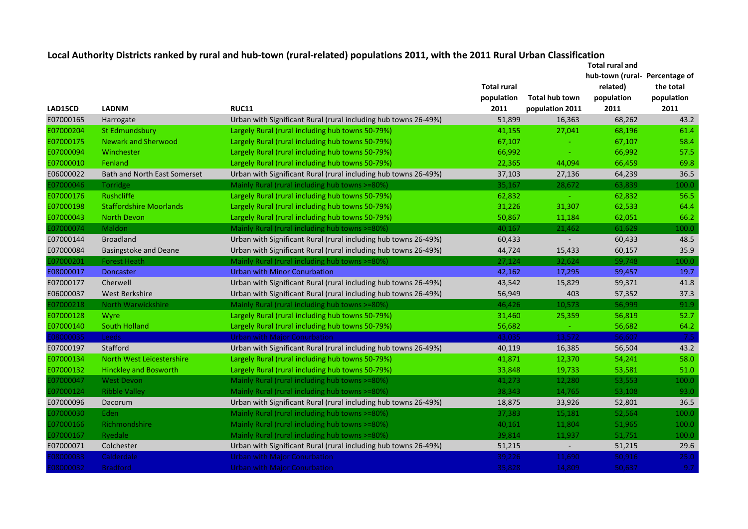## Local Authority Districts ranked by rural and hub-town (rural-related) populations 2011, with the 2011 Rural Urban Classification

| LAD15CD | LADNM | RUC11 | Total rural population 2011 | Total hub town population 2011 | Total rural and hub-town (rural-related) population 2011 | Percentage of the total population 2011 |
|---|---|---|---|---|---|---|
| E07000165 | Harrogate | Urban with Significant Rural (rural including hub towns 26-49%) | 51,899 | 16,363 | 68,262 | 43.2 |
| E07000204 | St Edmundsbury | Largely Rural (rural including hub towns 50-79%) | 41,155 | 27,041 | 68,196 | 61.4 |
| E07000175 | Newark and Sherwood | Largely Rural (rural including hub towns 50-79%) | 67,107 | - | 67,107 | 58.4 |
| E07000094 | Winchester | Largely Rural (rural including hub towns 50-79%) | 66,992 | - | 66,992 | 57.5 |
| E07000010 | Fenland | Largely Rural (rural including hub towns 50-79%) | 22,365 | 44,094 | 66,459 | 69.8 |
| E06000022 | Bath and North East Somerset | Urban with Significant Rural (rural including hub towns 26-49%) | 37,103 | 27,136 | 64,239 | 36.5 |
| E07000046 | Torridge | Mainly Rural (rural including hub towns >=80%) | 35,167 | 28,672 | 63,839 | 100.0 |
| E07000176 | Rushcliffe | Largely Rural (rural including hub towns 50-79%) | 62,832 | - | 62,832 | 56.5 |
| E07000198 | Staffordshire Moorlands | Largely Rural (rural including hub towns 50-79%) | 31,226 | 31,307 | 62,533 | 64.4 |
| E07000043 | North Devon | Largely Rural (rural including hub towns 50-79%) | 50,867 | 11,184 | 62,051 | 66.2 |
| E07000074 | Maldon | Mainly Rural (rural including hub towns >=80%) | 40,167 | 21,462 | 61,629 | 100.0 |
| E07000144 | Broadland | Urban with Significant Rural (rural including hub towns 26-49%) | 60,433 | - | 60,433 | 48.5 |
| E07000084 | Basingstoke and Deane | Urban with Significant Rural (rural including hub towns 26-49%) | 44,724 | 15,433 | 60,157 | 35.9 |
| E07000201 | Forest Heath | Mainly Rural (rural including hub towns >=80%) | 27,124 | 32,624 | 59,748 | 100.0 |
| E08000017 | Doncaster | Urban with Minor Conurbation | 42,162 | 17,295 | 59,457 | 19.7 |
| E07000177 | Cherwell | Urban with Significant Rural (rural including hub towns 26-49%) | 43,542 | 15,829 | 59,371 | 41.8 |
| E06000037 | West Berkshire | Urban with Significant Rural (rural including hub towns 26-49%) | 56,949 | 403 | 57,352 | 37.3 |
| E07000218 | North Warwickshire | Mainly Rural (rural including hub towns >=80%) | 46,426 | 10,573 | 56,999 | 91.9 |
| E07000128 | Wyre | Largely Rural (rural including hub towns 50-79%) | 31,460 | 25,359 | 56,819 | 52.7 |
| E07000140 | South Holland | Largely Rural (rural including hub towns 50-79%) | 56,682 | - | 56,682 | 64.2 |
| E08000035 | Leeds | Urban with Major Conurbation | 43,035 | 13,572 | 56,607 | 7.5 |
| E07000197 | Stafford | Urban with Significant Rural (rural including hub towns 26-49%) | 40,119 | 16,385 | 56,504 | 43.2 |
| E07000134 | North West Leicestershire | Largely Rural (rural including hub towns 50-79%) | 41,871 | 12,370 | 54,241 | 58.0 |
| E07000132 | Hinckley and Bosworth | Largely Rural (rural including hub towns 50-79%) | 33,848 | 19,733 | 53,581 | 51.0 |
| E07000047 | West Devon | Mainly Rural (rural including hub towns >=80%) | 41,273 | 12,280 | 53,553 | 100.0 |
| E07000124 | Ribble Valley | Mainly Rural (rural including hub towns >=80%) | 38,343 | 14,765 | 53,108 | 93.0 |
| E07000096 | Dacorum | Urban with Significant Rural (rural including hub towns 26-49%) | 18,875 | 33,926 | 52,801 | 36.5 |
| E07000030 | Eden | Mainly Rural (rural including hub towns >=80%) | 37,383 | 15,181 | 52,564 | 100.0 |
| E07000166 | Richmondshire | Mainly Rural (rural including hub towns >=80%) | 40,161 | 11,804 | 51,965 | 100.0 |
| E07000167 | Ryedale | Mainly Rural (rural including hub towns >=80%) | 39,814 | 11,937 | 51,751 | 100.0 |
| E07000071 | Colchester | Urban with Significant Rural (rural including hub towns 26-49%) | 51,215 | - | 51,215 | 29.6 |
| E08000033 | Calderdale | Urban with Major Conurbation | 39,226 | 11,690 | 50,916 | 25.0 |
| E08000032 | Bradford | Urban with Major Conurbation | 35,828 | 14,809 | 50,637 | 9.7 |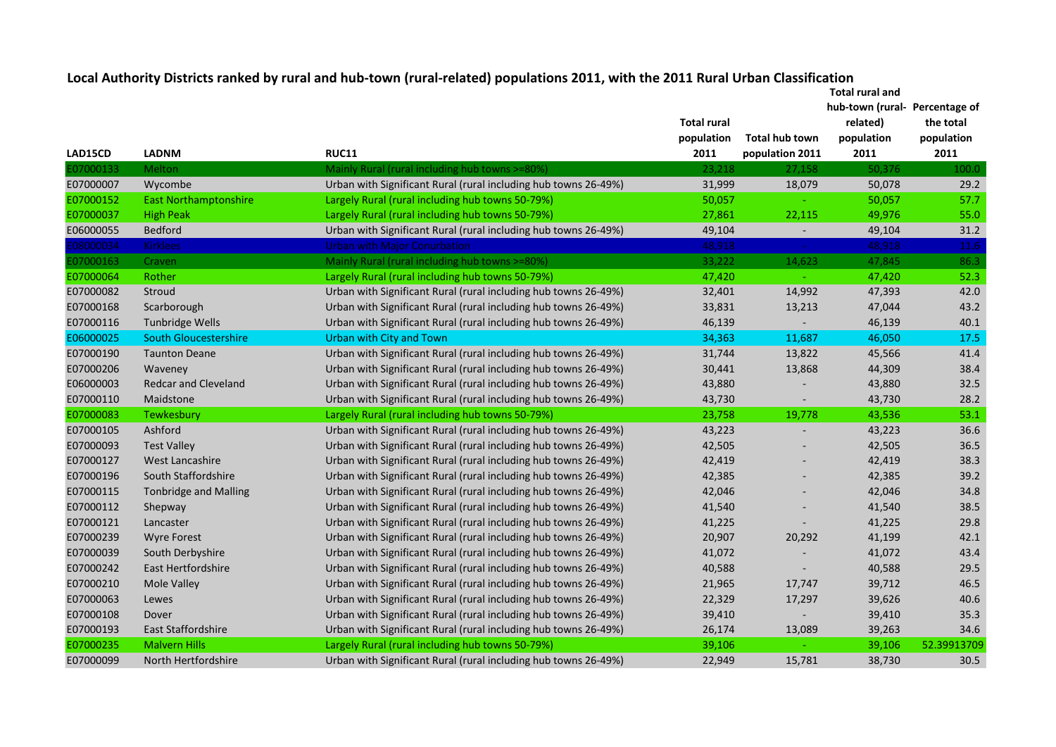## Local Authority Districts ranked by rural and hub-town (rural-related) populations 2011, with the 2011 Rural Urban Classification

| LAD15CD | LADNM | RUC11 | Total rural population 2011 | Total hub town population 2011 | Total rural and hub-town (rural-related) population 2011 | Percentage of the total population 2011 |
|---|---|---|---|---|---|---|
| E07000133 | Melton | Mainly Rural (rural including hub towns >=80%) | 23,218 | 27,158 | 50,376 | 100.0 |
| E07000007 | Wycombe | Urban with Significant Rural (rural including hub towns 26-49%) | 31,999 | 18,079 | 50,078 | 29.2 |
| E07000152 | East Northamptonshire | Largely Rural (rural including hub towns 50-79%) | 50,057 | - | 50,057 | 57.7 |
| E07000037 | High Peak | Largely Rural (rural including hub towns 50-79%) | 27,861 | 22,115 | 49,976 | 55.0 |
| E06000055 | Bedford | Urban with Significant Rural (rural including hub towns 26-49%) | 49,104 | - | 49,104 | 31.2 |
| E08000034 | Kirklees | Urban with Major Conurbation | 48,918 | - | 48,918 | 11.6 |
| E07000163 | Craven | Mainly Rural (rural including hub towns >=80%) | 33,222 | 14,623 | 47,845 | 86.3 |
| E07000064 | Rother | Largely Rural (rural including hub towns 50-79%) | 47,420 | - | 47,420 | 52.3 |
| E07000082 | Stroud | Urban with Significant Rural (rural including hub towns 26-49%) | 32,401 | 14,992 | 47,393 | 42.0 |
| E07000168 | Scarborough | Urban with Significant Rural (rural including hub towns 26-49%) | 33,831 | 13,213 | 47,044 | 43.2 |
| E07000116 | Tunbridge Wells | Urban with Significant Rural (rural including hub towns 26-49%) | 46,139 | - | 46,139 | 40.1 |
| E06000025 | South Gloucestershire | Urban with City and Town | 34,363 | 11,687 | 46,050 | 17.5 |
| E07000190 | Taunton Deane | Urban with Significant Rural (rural including hub towns 26-49%) | 31,744 | 13,822 | 45,566 | 41.4 |
| E07000206 | Waveney | Urban with Significant Rural (rural including hub towns 26-49%) | 30,441 | 13,868 | 44,309 | 38.4 |
| E06000003 | Redcar and Cleveland | Urban with Significant Rural (rural including hub towns 26-49%) | 43,880 | - | 43,880 | 32.5 |
| E07000110 | Maidstone | Urban with Significant Rural (rural including hub towns 26-49%) | 43,730 | - | 43,730 | 28.2 |
| E07000083 | Tewkesbury | Largely Rural (rural including hub towns 50-79%) | 23,758 | 19,778 | 43,536 | 53.1 |
| E07000105 | Ashford | Urban with Significant Rural (rural including hub towns 26-49%) | 43,223 | - | 43,223 | 36.6 |
| E07000093 | Test Valley | Urban with Significant Rural (rural including hub towns 26-49%) | 42,505 | - | 42,505 | 36.5 |
| E07000127 | West Lancashire | Urban with Significant Rural (rural including hub towns 26-49%) | 42,419 | - | 42,419 | 38.3 |
| E07000196 | South Staffordshire | Urban with Significant Rural (rural including hub towns 26-49%) | 42,385 | - | 42,385 | 39.2 |
| E07000115 | Tonbridge and Malling | Urban with Significant Rural (rural including hub towns 26-49%) | 42,046 | - | 42,046 | 34.8 |
| E07000112 | Shepway | Urban with Significant Rural (rural including hub towns 26-49%) | 41,540 | - | 41,540 | 38.5 |
| E07000121 | Lancaster | Urban with Significant Rural (rural including hub towns 26-49%) | 41,225 | - | 41,225 | 29.8 |
| E07000239 | Wyre Forest | Urban with Significant Rural (rural including hub towns 26-49%) | 20,907 | 20,292 | 41,199 | 42.1 |
| E07000039 | South Derbyshire | Urban with Significant Rural (rural including hub towns 26-49%) | 41,072 | - | 41,072 | 43.4 |
| E07000242 | East Hertfordshire | Urban with Significant Rural (rural including hub towns 26-49%) | 40,588 | - | 40,588 | 29.5 |
| E07000210 | Mole Valley | Urban with Significant Rural (rural including hub towns 26-49%) | 21,965 | 17,747 | 39,712 | 46.5 |
| E07000063 | Lewes | Urban with Significant Rural (rural including hub towns 26-49%) | 22,329 | 17,297 | 39,626 | 40.6 |
| E07000108 | Dover | Urban with Significant Rural (rural including hub towns 26-49%) | 39,410 | - | 39,410 | 35.3 |
| E07000193 | East Staffordshire | Urban with Significant Rural (rural including hub towns 26-49%) | 26,174 | 13,089 | 39,263 | 34.6 |
| E07000235 | Malvern Hills | Largely Rural (rural including hub towns 50-79%) | 39,106 | - | 39,106 | 52.39913709 |
| E07000099 | North Hertfordshire | Urban with Significant Rural (rural including hub towns 26-49%) | 22,949 | 15,781 | 38,730 | 30.5 |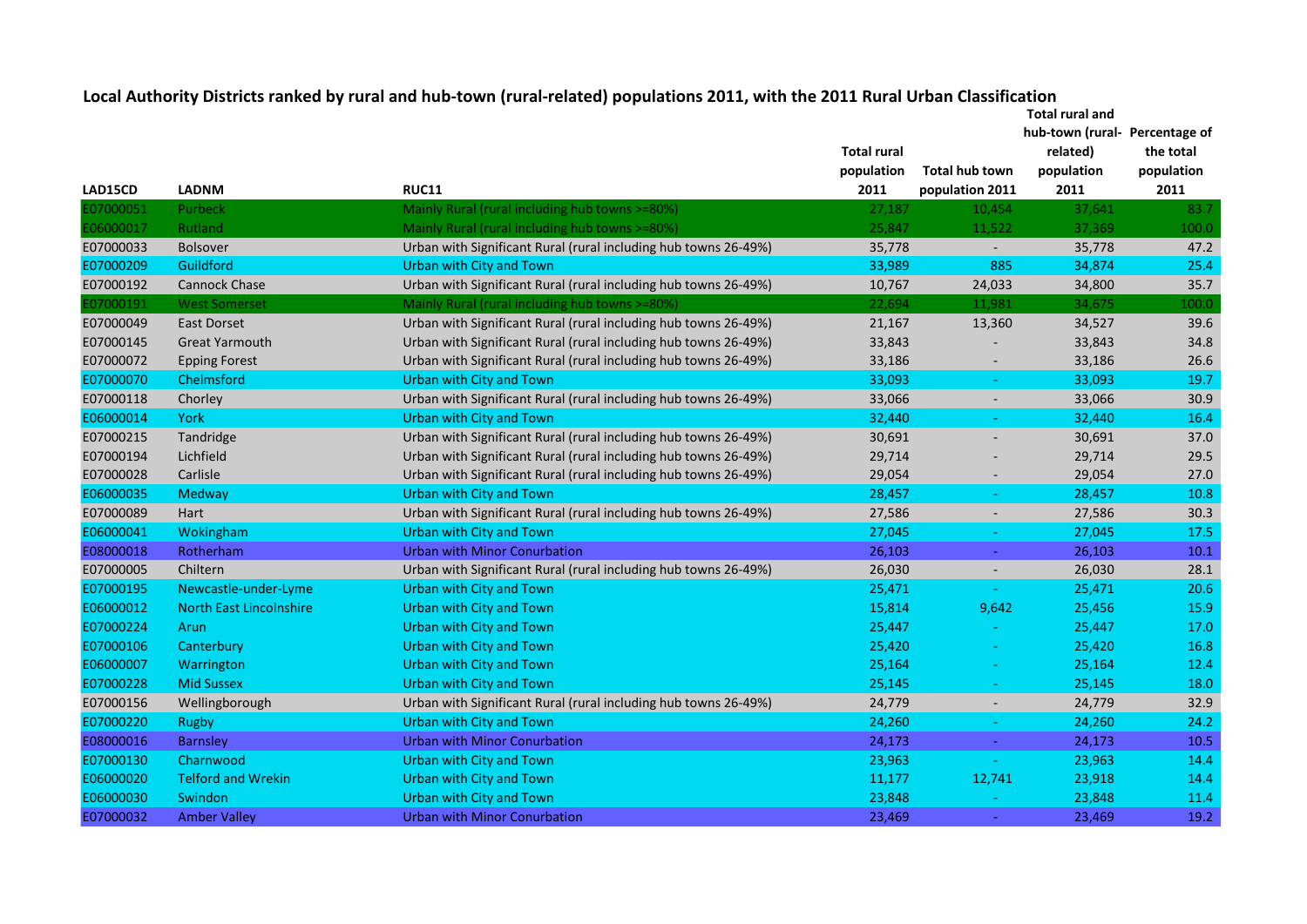# Local Authority Districts ranked by rural and hub-town (rural-related) populations 2011, with the 2011 Rural Urban Classification

| LAD15CD | LADNM | RUC11 | Total rural population 2011 | Total hub town population 2011 | Total rural and hub-town (rural-related) population 2011 | Percentage of the total population 2011 |
|---|---|---|---|---|---|---|
| E07000051 | Purbeck | Mainly Rural (rural including hub towns >=80%) | 27,187 | 10,454 | 37,641 | 83.7 |
| E06000017 | Rutland | Mainly Rural (rural including hub towns >=80%) | 25,847 | 11,522 | 37,369 | 100.0 |
| E07000033 | Bolsover | Urban with Significant Rural (rural including hub towns 26-49%) | 35,778 | - | 35,778 | 47.2 |
| E07000209 | Guildford | Urban with City and Town | 33,989 | 885 | 34,874 | 25.4 |
| E07000192 | Cannock Chase | Urban with Significant Rural (rural including hub towns 26-49%) | 10,767 | 24,033 | 34,800 | 35.7 |
| E07000191 | West Somerset | Mainly Rural (rural including hub towns >=80%) | 22,694 | 11,981 | 34,675 | 100.0 |
| E07000049 | East Dorset | Urban with Significant Rural (rural including hub towns 26-49%) | 21,167 | 13,360 | 34,527 | 39.6 |
| E07000145 | Great Yarmouth | Urban with Significant Rural (rural including hub towns 26-49%) | 33,843 | - | 33,843 | 34.8 |
| E07000072 | Epping Forest | Urban with Significant Rural (rural including hub towns 26-49%) | 33,186 | - | 33,186 | 26.6 |
| E07000070 | Chelmsford | Urban with City and Town | 33,093 | - | 33,093 | 19.7 |
| E07000118 | Chorley | Urban with Significant Rural (rural including hub towns 26-49%) | 33,066 | - | 33,066 | 30.9 |
| E06000014 | York | Urban with City and Town | 32,440 | - | 32,440 | 16.4 |
| E07000215 | Tandridge | Urban with Significant Rural (rural including hub towns 26-49%) | 30,691 | - | 30,691 | 37.0 |
| E07000194 | Lichfield | Urban with Significant Rural (rural including hub towns 26-49%) | 29,714 | - | 29,714 | 29.5 |
| E07000028 | Carlisle | Urban with Significant Rural (rural including hub towns 26-49%) | 29,054 | - | 29,054 | 27.0 |
| E06000035 | Medway | Urban with City and Town | 28,457 | - | 28,457 | 10.8 |
| E07000089 | Hart | Urban with Significant Rural (rural including hub towns 26-49%) | 27,586 | - | 27,586 | 30.3 |
| E06000041 | Wokingham | Urban with City and Town | 27,045 | - | 27,045 | 17.5 |
| E08000018 | Rotherham | Urban with Minor Conurbation | 26,103 | - | 26,103 | 10.1 |
| E07000005 | Chiltern | Urban with Significant Rural (rural including hub towns 26-49%) | 26,030 | - | 26,030 | 28.1 |
| E07000195 | Newcastle-under-Lyme | Urban with City and Town | 25,471 | - | 25,471 | 20.6 |
| E06000012 | North East Lincolnshire | Urban with City and Town | 15,814 | 9,642 | 25,456 | 15.9 |
| E07000224 | Arun | Urban with City and Town | 25,447 | - | 25,447 | 17.0 |
| E07000106 | Canterbury | Urban with City and Town | 25,420 | - | 25,420 | 16.8 |
| E06000007 | Warrington | Urban with City and Town | 25,164 | - | 25,164 | 12.4 |
| E07000228 | Mid Sussex | Urban with City and Town | 25,145 | - | 25,145 | 18.0 |
| E07000156 | Wellingborough | Urban with Significant Rural (rural including hub towns 26-49%) | 24,779 | - | 24,779 | 32.9 |
| E07000220 | Rugby | Urban with City and Town | 24,260 | - | 24,260 | 24.2 |
| E08000016 | Barnsley | Urban with Minor Conurbation | 24,173 | - | 24,173 | 10.5 |
| E07000130 | Charnwood | Urban with City and Town | 23,963 | - | 23,963 | 14.4 |
| E06000020 | Telford and Wrekin | Urban with City and Town | 11,177 | 12,741 | 23,918 | 14.4 |
| E06000030 | Swindon | Urban with City and Town | 23,848 | - | 23,848 | 11.4 |
| E07000032 | Amber Valley | Urban with Minor Conurbation | 23,469 | - | 23,469 | 19.2 |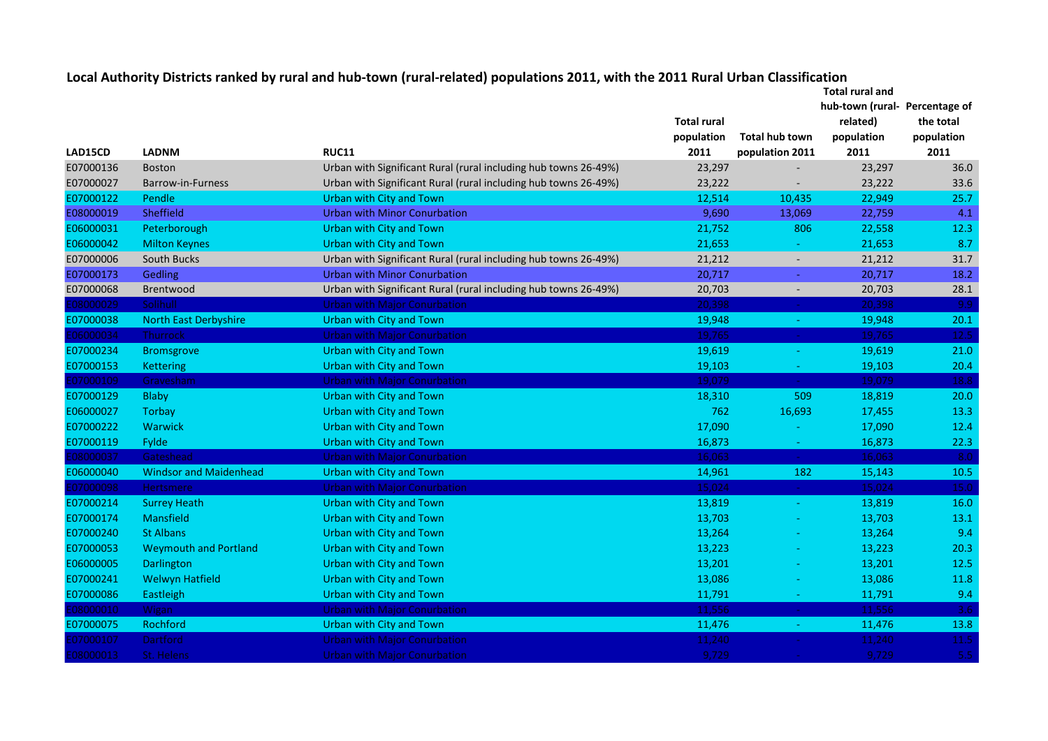## Local Authority Districts ranked by rural and hub-town (rural-related) populations 2011, with the 2011 Rural Urban Classification

| LAD15CD | LADNM | RUC11 | Total rural population 2011 | Total hub town population 2011 | Total rural and hub-town (rural-related) population 2011 | Percentage of the total population 2011 |
|---|---|---|---|---|---|---|
| E07000136 | Boston | Urban with Significant Rural (rural including hub towns 26-49%) | 23,297 | - | 23,297 | 36.0 |
| E07000027 | Barrow-in-Furness | Urban with Significant Rural (rural including hub towns 26-49%) | 23,222 | - | 23,222 | 33.6 |
| E07000122 | Pendle | Urban with City and Town | 12,514 | 10,435 | 22,949 | 25.7 |
| E08000019 | Sheffield | Urban with Minor Conurbation | 9,690 | 13,069 | 22,759 | 4.1 |
| E06000031 | Peterborough | Urban with City and Town | 21,752 | 806 | 22,558 | 12.3 |
| E06000042 | Milton Keynes | Urban with City and Town | 21,653 | - | 21,653 | 8.7 |
| E07000006 | South Bucks | Urban with Significant Rural (rural including hub towns 26-49%) | 21,212 | - | 21,212 | 31.7 |
| E07000173 | Gedling | Urban with Minor Conurbation | 20,717 | - | 20,717 | 18.2 |
| E07000068 | Brentwood | Urban with Significant Rural (rural including hub towns 26-49%) | 20,703 | - | 20,703 | 28.1 |
| E08000029 | Solihull | Urban with Major Conurbation | 20,398 | - | 20,398 | 9.9 |
| E07000038 | North East Derbyshire | Urban with City and Town | 19,948 | - | 19,948 | 20.1 |
| E06000034 | Thurrock | Urban with Major Conurbation | 19,765 | - | 19,765 | 12.5 |
| E07000234 | Bromsgrove | Urban with City and Town | 19,619 | - | 19,619 | 21.0 |
| E07000153 | Kettering | Urban with City and Town | 19,103 | - | 19,103 | 20.4 |
| E07000109 | Gravesham | Urban with Major Conurbation | 19,079 | - | 19,079 | 18.8 |
| E07000129 | Blaby | Urban with City and Town | 18,310 | 509 | 18,819 | 20.0 |
| E06000027 | Torbay | Urban with City and Town | 762 | 16,693 | 17,455 | 13.3 |
| E07000222 | Warwick | Urban with City and Town | 17,090 | - | 17,090 | 12.4 |
| E07000119 | Fylde | Urban with City and Town | 16,873 | - | 16,873 | 22.3 |
| E08000037 | Gateshead | Urban with Major Conurbation | 16,063 | - | 16,063 | 8.0 |
| E06000040 | Windsor and Maidenhead | Urban with City and Town | 14,961 | 182 | 15,143 | 10.5 |
| E07000098 | Hertsmere | Urban with Major Conurbation | 15,024 | - | 15,024 | 15.0 |
| E07000214 | Surrey Heath | Urban with City and Town | 13,819 | - | 13,819 | 16.0 |
| E07000174 | Mansfield | Urban with City and Town | 13,703 | - | 13,703 | 13.1 |
| E07000240 | St Albans | Urban with City and Town | 13,264 | - | 13,264 | 9.4 |
| E07000053 | Weymouth and Portland | Urban with City and Town | 13,223 | - | 13,223 | 20.3 |
| E06000005 | Darlington | Urban with City and Town | 13,201 | - | 13,201 | 12.5 |
| E07000241 | Welwyn Hatfield | Urban with City and Town | 13,086 | - | 13,086 | 11.8 |
| E07000086 | Eastleigh | Urban with City and Town | 11,791 | - | 11,791 | 9.4 |
| E08000010 | Wigan | Urban with Major Conurbation | 11,556 | - | 11,556 | 3.6 |
| E07000075 | Rochford | Urban with City and Town | 11,476 | - | 11,476 | 13.8 |
| E07000107 | Dartford | Urban with Major Conurbation | 11,240 | - | 11,240 | 11.5 |
| E08000013 | St. Helens | Urban with Major Conurbation | 9,729 | - | 9,729 | 5.5 |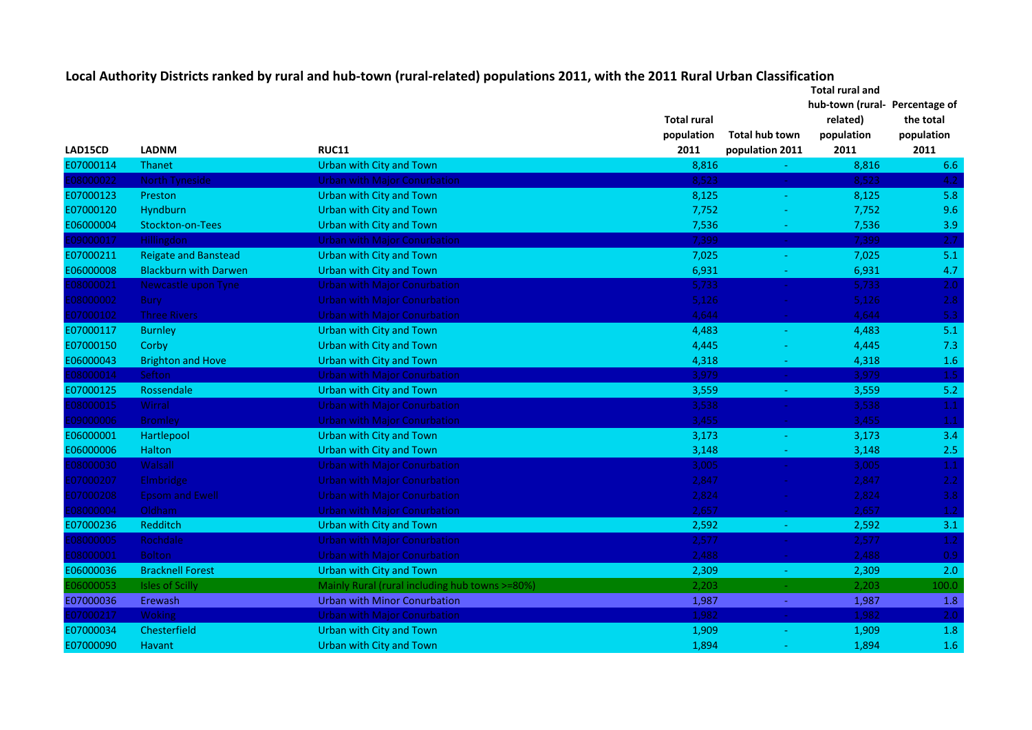## Local Authority Districts ranked by rural and hub-town (rural-related) populations 2011, with the 2011 Rural Urban Classification

| LAD15CD | LADNM | RUC11 | Total rural population 2011 | Total hub town population 2011 | Total rural and hub-town (rural-related) population 2011 | Percentage of the total population 2011 |
|---|---|---|---|---|---|---|
| E07000114 | Thanet | Urban with City and Town | 8,816 | - | 8,816 | 6.6 |
| E08000022 | North Tyneside | Urban with Major Conurbation | 8,523 | - | 8,523 | 4.2 |
| E07000123 | Preston | Urban with City and Town | 8,125 | - | 8,125 | 5.8 |
| E07000120 | Hyndburn | Urban with City and Town | 7,752 | - | 7,752 | 9.6 |
| E06000004 | Stockton-on-Tees | Urban with City and Town | 7,536 | - | 7,536 | 3.9 |
| E09000017 | Hillingdon | Urban with Major Conurbation | 7,399 | - | 7,399 | 2.7 |
| E07000211 | Reigate and Banstead | Urban with City and Town | 7,025 | - | 7,025 | 5.1 |
| E06000008 | Blackburn with Darwen | Urban with City and Town | 6,931 | - | 6,931 | 4.7 |
| E08000021 | Newcastle upon Tyne | Urban with Major Conurbation | 5,733 | - | 5,733 | 2.0 |
| E08000002 | Bury | Urban with Major Conurbation | 5,126 | - | 5,126 | 2.8 |
| E07000102 | Three Rivers | Urban with Major Conurbation | 4,644 | - | 4,644 | 5.3 |
| E07000117 | Burnley | Urban with City and Town | 4,483 | - | 4,483 | 5.1 |
| E07000150 | Corby | Urban with City and Town | 4,445 | - | 4,445 | 7.3 |
| E06000043 | Brighton and Hove | Urban with City and Town | 4,318 | - | 4,318 | 1.6 |
| E08000014 | Sefton | Urban with Major Conurbation | 3,979 | - | 3,979 | 1.5 |
| E07000125 | Rossendale | Urban with City and Town | 3,559 | - | 3,559 | 5.2 |
| E08000015 | Wirral | Urban with Major Conurbation | 3,538 | - | 3,538 | 1.1 |
| E09000006 | Bromley | Urban with Major Conurbation | 3,455 | - | 3,455 | 1.1 |
| E06000001 | Hartlepool | Urban with City and Town | 3,173 | - | 3,173 | 3.4 |
| E06000006 | Halton | Urban with City and Town | 3,148 | - | 3,148 | 2.5 |
| E08000030 | Walsall | Urban with Major Conurbation | 3,005 | - | 3,005 | 1.1 |
| E07000207 | Elmbridge | Urban with Major Conurbation | 2,847 | - | 2,847 | 2.2 |
| E07000208 | Epsom and Ewell | Urban with Major Conurbation | 2,824 | - | 2,824 | 3.8 |
| E08000004 | Oldham | Urban with Major Conurbation | 2,657 | - | 2,657 | 1.2 |
| E07000236 | Redditch | Urban with City and Town | 2,592 | - | 2,592 | 3.1 |
| E08000005 | Rochdale | Urban with Major Conurbation | 2,577 | - | 2,577 | 1.2 |
| E08000001 | Bolton | Urban with Major Conurbation | 2,488 | - | 2,488 | 0.9 |
| E06000036 | Bracknell Forest | Urban with City and Town | 2,309 | - | 2,309 | 2.0 |
| E06000053 | Isles of Scilly | Mainly Rural (rural including hub towns >=80%) | 2,203 | - | 2,203 | 100.0 |
| E07000036 | Erewash | Urban with Minor Conurbation | 1,987 | - | 1,987 | 1.8 |
| E07000217 | Woking | Urban with Major Conurbation | 1,982 | - | 1,982 | 2.0 |
| E07000034 | Chesterfield | Urban with City and Town | 1,909 | - | 1,909 | 1.8 |
| E07000090 | Havant | Urban with City and Town | 1,894 | - | 1,894 | 1.6 |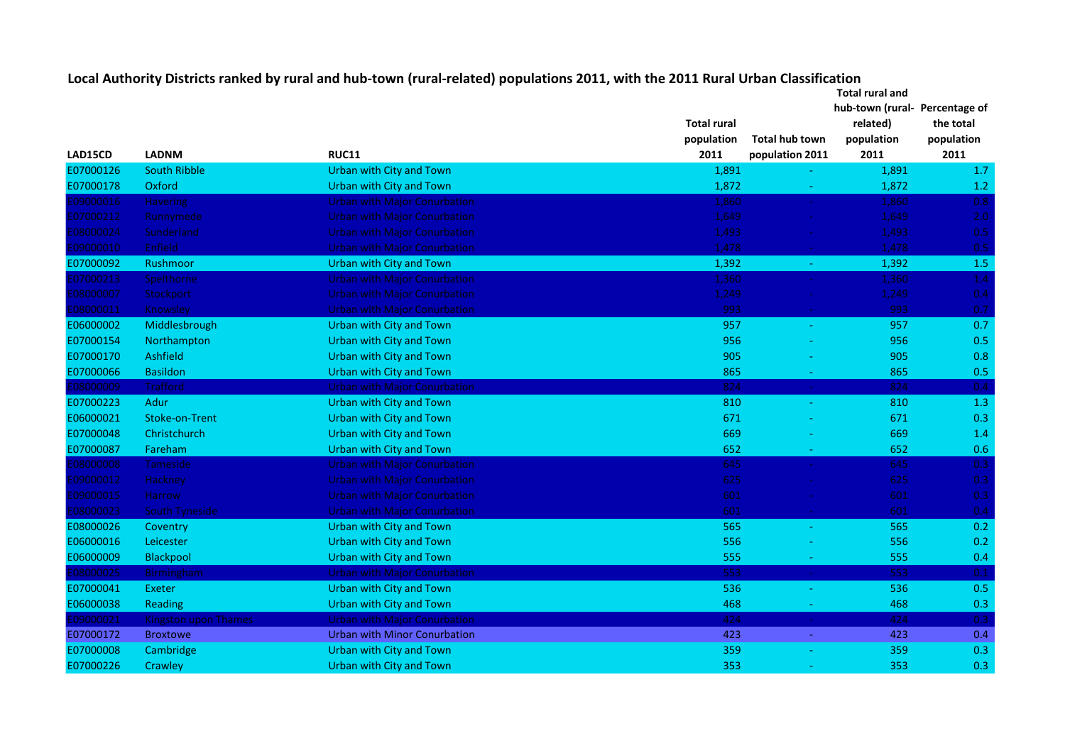# Local Authority Districts ranked by rural and hub-town (rural-related) populations 2011, with the 2011 Rural Urban Classification

| LAD15CD | LADNM | RUC11 | Total rural population 2011 | Total hub town population 2011 | Total rural and hub-town (rural-related) population 2011 | Percentage of the total population 2011 |
|---|---|---|---|---|---|---|
| E07000126 | South Ribble | Urban with City and Town | 1,891 | - | 1,891 | 1.7 |
| E07000178 | Oxford | Urban with City and Town | 1,872 | - | 1,872 | 1.2 |
| E09000016 | Havering | Urban with Major Conurbation | 1,860 | - | 1,860 | 0.8 |
| E07000212 | Runnymede | Urban with Major Conurbation | 1,649 | - | 1,649 | 2.0 |
| E08000024 | Sunderland | Urban with Major Conurbation | 1,493 | - | 1,493 | 0.5 |
| E09000010 | Enfield | Urban with Major Conurbation | 1,478 | - | 1,478 | 0.5 |
| E07000092 | Rushmoor | Urban with City and Town | 1,392 | - | 1,392 | 1.5 |
| E07000213 | Spelthorne | Urban with Major Conurbation | 1,360 | - | 1,360 | 1.4 |
| E08000007 | Stockport | Urban with Major Conurbation | 1,249 | - | 1,249 | 0.4 |
| E08000011 | Knowsley | Urban with Major Conurbation | 993 | - | 993 | 0.7 |
| E06000002 | Middlesbrough | Urban with City and Town | 957 | - | 957 | 0.7 |
| E07000154 | Northampton | Urban with City and Town | 956 | - | 956 | 0.5 |
| E07000170 | Ashfield | Urban with City and Town | 905 | - | 905 | 0.8 |
| E07000066 | Basildon | Urban with City and Town | 865 | - | 865 | 0.5 |
| E08000009 | Trafford | Urban with Major Conurbation | 824 | - | 824 | 0.4 |
| E07000223 | Adur | Urban with City and Town | 810 | - | 810 | 1.3 |
| E06000021 | Stoke-on-Trent | Urban with City and Town | 671 | - | 671 | 0.3 |
| E07000048 | Christchurch | Urban with City and Town | 669 | - | 669 | 1.4 |
| E07000087 | Fareham | Urban with City and Town | 652 | - | 652 | 0.6 |
| E08000008 | Tameside | Urban with Major Conurbation | 645 | - | 645 | 0.3 |
| E09000012 | Hackney | Urban with Major Conurbation | 625 | - | 625 | 0.3 |
| E09000015 | Harrow | Urban with Major Conurbation | 601 | - | 601 | 0.3 |
| E08000023 | South Tyneside | Urban with Major Conurbation | 601 | - | 601 | 0.4 |
| E08000026 | Coventry | Urban with City and Town | 565 | - | 565 | 0.2 |
| E06000016 | Leicester | Urban with City and Town | 556 | - | 556 | 0.2 |
| E06000009 | Blackpool | Urban with City and Town | 555 | - | 555 | 0.4 |
| E08000025 | Birmingham | Urban with Major Conurbation | 553 | - | 553 | 0.1 |
| E07000041 | Exeter | Urban with City and Town | 536 | - | 536 | 0.5 |
| E06000038 | Reading | Urban with City and Town | 468 | - | 468 | 0.3 |
| E09000021 | Kingston upon Thames | Urban with Major Conurbation | 424 | - | 424 | 0.3 |
| E07000172 | Broxtowe | Urban with Minor Conurbation | 423 | - | 423 | 0.4 |
| E07000008 | Cambridge | Urban with City and Town | 359 | - | 359 | 0.3 |
| E07000226 | Crawley | Urban with City and Town | 353 | - | 353 | 0.3 |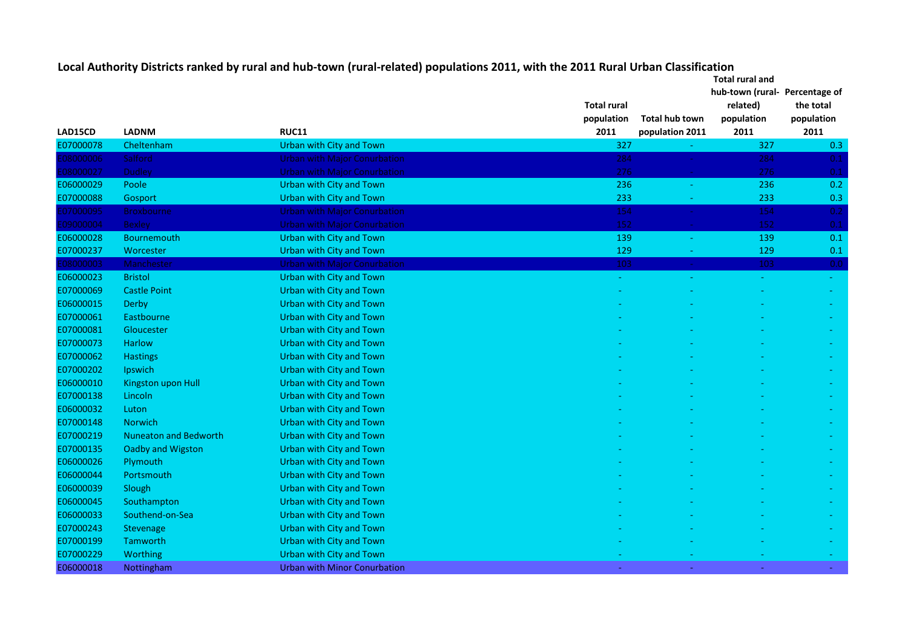**Local Authority Districts ranked by rural and hub-town (rural-related) populations 2011, with the 2011 Rural Urban Classification**

| LAD15CD | LADNM | RUC11 | Total rural population 2011 | Total hub town population 2011 | Total rural and hub-town (rural-related) population 2011 | Percentage of the total population 2011 |
|---|---|---|---|---|---|---|
| E07000078 | Cheltenham | Urban with City and Town | 327 | - | 327 | 0.3 |
| E08000006 | Salford | Urban with Major Conurbation | 284 | - | 284 | 0.1 |
| E08000027 | Dudley | Urban with Major Conurbation | 276 | - | 276 | 0.1 |
| E06000029 | Poole | Urban with City and Town | 236 | - | 236 | 0.2 |
| E07000088 | Gosport | Urban with City and Town | 233 | - | 233 | 0.3 |
| E07000095 | Broxbourne | Urban with Major Conurbation | 154 | - | 154 | 0.2 |
| E09000004 | Bexley | Urban with Major Conurbation | 152 | - | 152 | 0.1 |
| E06000028 | Bournemouth | Urban with City and Town | 139 | - | 139 | 0.1 |
| E07000237 | Worcester | Urban with City and Town | 129 | - | 129 | 0.1 |
| E08000003 | Manchester | Urban with Major Conurbation | 103 | - | 103 | 0.0 |
| E06000023 | Bristol | Urban with City and Town | - | - | - | - |
| E07000069 | Castle Point | Urban with City and Town | - | - | - | - |
| E06000015 | Derby | Urban with City and Town | - | - | - | - |
| E07000061 | Eastbourne | Urban with City and Town | - | - | - | - |
| E07000081 | Gloucester | Urban with City and Town | - | - | - | - |
| E07000073 | Harlow | Urban with City and Town | - | - | - | - |
| E07000062 | Hastings | Urban with City and Town | - | - | - | - |
| E07000202 | Ipswich | Urban with City and Town | - | - | - | - |
| E06000010 | Kingston upon Hull | Urban with City and Town | - | - | - | - |
| E07000138 | Lincoln | Urban with City and Town | - | - | - | - |
| E06000032 | Luton | Urban with City and Town | - | - | - | - |
| E07000148 | Norwich | Urban with City and Town | - | - | - | - |
| E07000219 | Nuneaton and Bedworth | Urban with City and Town | - | - | - | - |
| E07000135 | Oadby and Wigston | Urban with City and Town | - | - | - | - |
| E06000026 | Plymouth | Urban with City and Town | - | - | - | - |
| E06000044 | Portsmouth | Urban with City and Town | - | - | - | - |
| E06000039 | Slough | Urban with City and Town | - | - | - | - |
| E06000045 | Southampton | Urban with City and Town | - | - | - | - |
| E06000033 | Southend-on-Sea | Urban with City and Town | - | - | - | - |
| E07000243 | Stevenage | Urban with City and Town | - | - | - | - |
| E07000199 | Tamworth | Urban with City and Town | - | - | - | - |
| E07000229 | Worthing | Urban with City and Town | - | - | - | - |
| E06000018 | Nottingham | Urban with Minor Conurbation | - | - | - | - |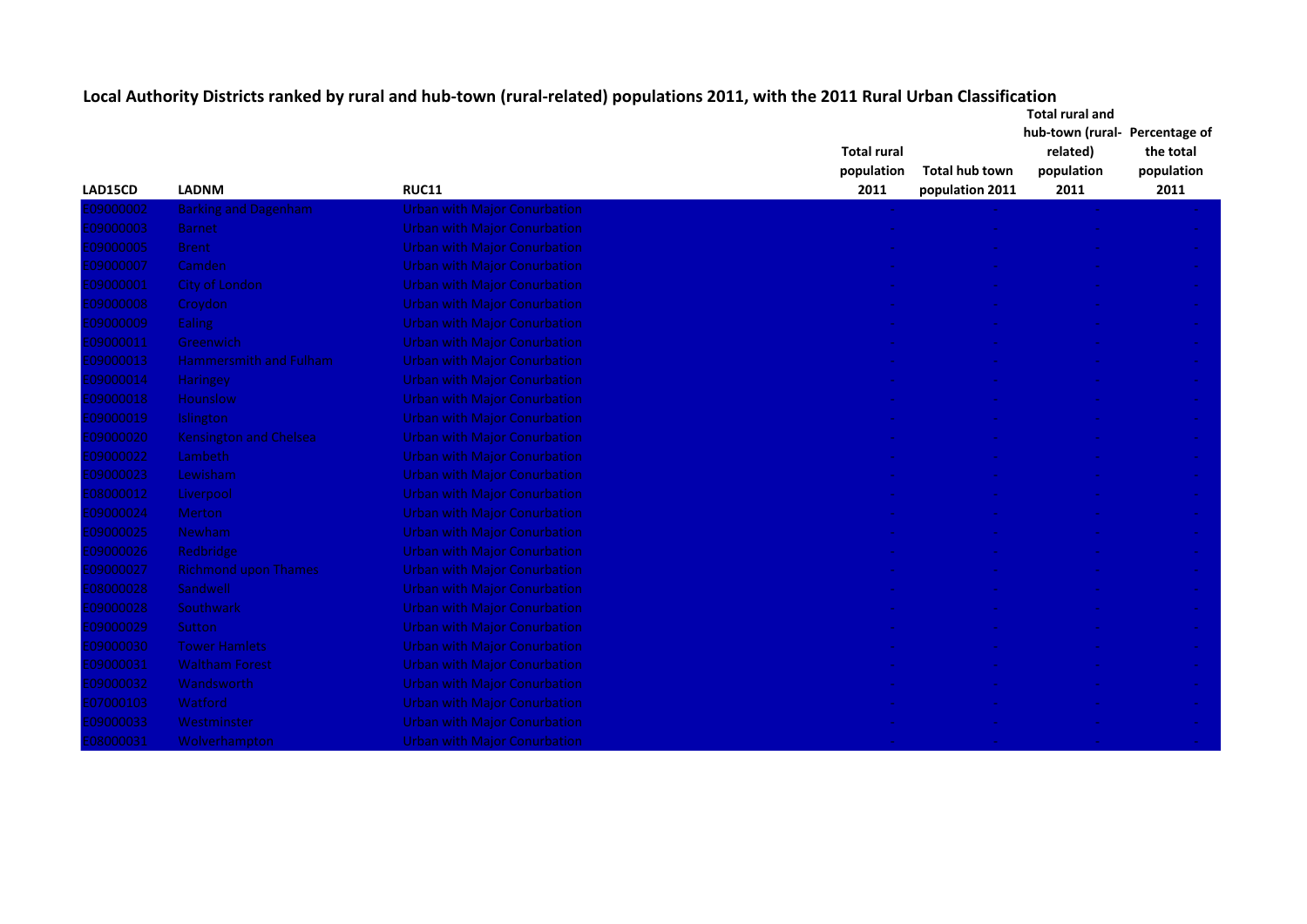## Local Authority Districts ranked by rural and hub-town (rural-related) populations 2011, with the 2011 Rural Urban Classification

| LAD15CD | LADNM | RUC11 | Total rural population 2011 | Total hub town population 2011 | Total rural and hub-town (rural-related) population 2011 | Percentage of the total population 2011 |
|---|---|---|---|---|---|---|
| E09000002 | Barking and Dagenham | Urban with Major Conurbation | - | - | - | - |
| E09000003 | Barnet | Urban with Major Conurbation | - | - | - | - |
| E09000005 | Brent | Urban with Major Conurbation | - | - | - | - |
| E09000007 | Camden | Urban with Major Conurbation | - | - | - | - |
| E09000001 | City of London | Urban with Major Conurbation | - | - | - | - |
| E09000008 | Croydon | Urban with Major Conurbation | - | - | - | - |
| E09000009 | Ealing | Urban with Major Conurbation | - | - | - | - |
| E09000011 | Greenwich | Urban with Major Conurbation | - | - | - | - |
| E09000013 | Hammersmith and Fulham | Urban with Major Conurbation | - | - | - | - |
| E09000014 | Haringey | Urban with Major Conurbation | - | - | - | - |
| E09000018 | Hounslow | Urban with Major Conurbation | - | - | - | - |
| E09000019 | Islington | Urban with Major Conurbation | - | - | - | - |
| E09000020 | Kensington and Chelsea | Urban with Major Conurbation | - | - | - | - |
| E09000022 | Lambeth | Urban with Major Conurbation | - | - | - | - |
| E09000023 | Lewisham | Urban with Major Conurbation | - | - | - | - |
| E08000012 | Liverpool | Urban with Major Conurbation | - | - | - | - |
| E09000024 | Merton | Urban with Major Conurbation | - | - | - | - |
| E09000025 | Newham | Urban with Major Conurbation | - | - | - | - |
| E09000026 | Redbridge | Urban with Major Conurbation | - | - | - | - |
| E09000027 | Richmond upon Thames | Urban with Major Conurbation | - | - | - | - |
| E08000028 | Sandwell | Urban with Major Conurbation | - | - | - | - |
| E09000028 | Southwark | Urban with Major Conurbation | - | - | - | - |
| E09000029 | Sutton | Urban with Major Conurbation | - | - | - | - |
| E09000030 | Tower Hamlets | Urban with Major Conurbation | - | - | - | - |
| E09000031 | Waltham Forest | Urban with Major Conurbation | - | - | - | - |
| E09000032 | Wandsworth | Urban with Major Conurbation | - | - | - | - |
| E07000103 | Watford | Urban with Major Conurbation | - | - | - | - |
| E09000033 | Westminster | Urban with Major Conurbation | - | - | - | - |
| E08000031 | Wolverhampton | Urban with Major Conurbation | - | - | - | - |